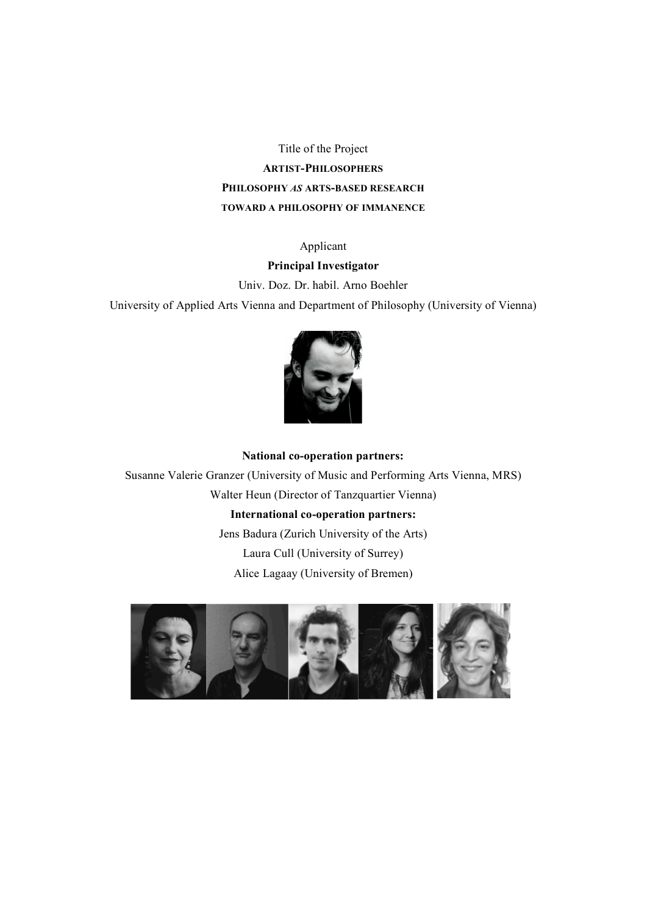Title of the Project

# ARTIST-PHILOSOPHERS

## PHILOSOPHY *AS* ARTS-BASED RESEARCH

### TOWARD A PHILOSOPHY OF IMMANENCE

Applicant

**Principal Investigator**

Univ. Doz. Dr. habil. Arno Boehler

University of Applied Arts Vienna and Department of Philosophy (University of Vienna)

**National co-operation partners:**

Susanne Valerie Granzer (University of Music and Performing Arts Vienna, MRS)

Walter Heun (Director of Tanzquartier Vienna)

**International co-operation partners:**

Jens Badura (Zurich University of the Arts)

Laura Cull (University of Surrey)

Alice Lagaay (University of Bremen)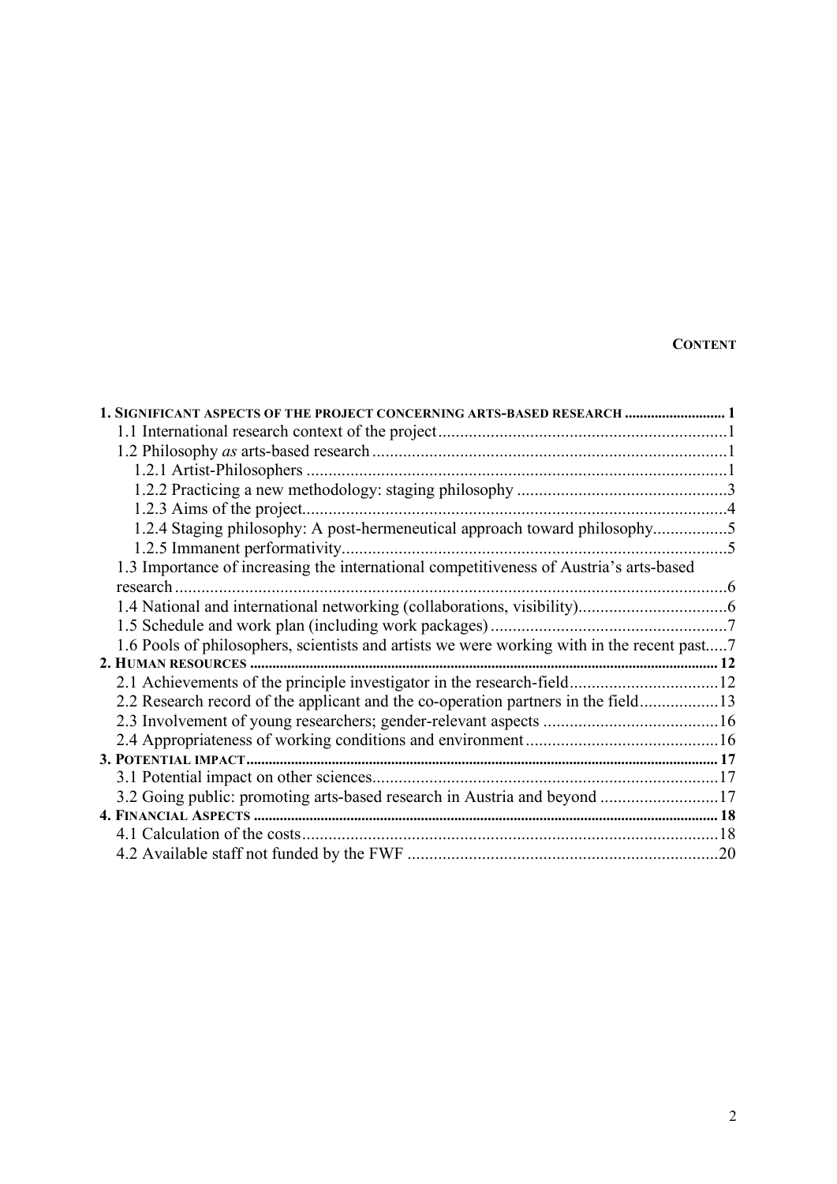## CONTENT

**1. SIGNIFICANT ASPECTS OF THE PROJECT CONCERNING ARTS-BASED RESEARCH ........................... 1**

1.1 International research context of the project ......................................................... 1

1.2 Philosophy *as* arts-based research ....................................................................... 1

1.2.1 Artist-Philosophers ......................................................................................... 1

1.2.2 Practicing a new methodology: staging philosophy ................................................ 3

1.2.3 Aims of the project .......................................................................................... 4

1.2.4 Staging philosophy: A post-hermeneutical approach toward philosophy ................. 5

1.2.5 Immanent performativity .................................................................................. 5

1.3 Importance of increasing the international competitiveness of Austria's arts-based research ................................................................................................................ 6

1.4 National and international networking (collaborations, visibility) .................................. 6

1.5 Schedule and work plan (including work packages) ...................................................... 7

1.6 Pools of philosophers, scientists and artists we were working with in the recent past ..... 7

**2. HUMAN RESOURCES ........................................................................................................ 12**

2.1 Achievements of the principle investigator in the research-field .................................. 12

2.2 Research record of the applicant and the co-operation partners in the field .................. 13

2.3 Involvement of young researchers; gender-relevant aspects ........................................ 16

2.4 Appropriateness of working conditions and environment ............................................ 16

**3. POTENTIAL IMPACT ......................................................................................................... 17**

3.1 Potential impact on other sciences ............................................................................ 17

3.2 Going public: promoting arts-based research in Austria and beyond ........................... 17

**4. FINANCIAL ASPECTS ....................................................................................................... 18**

4.1 Calculation of the costs ............................................................................................ 18

4.2 Available staff not funded by the FWF ....................................................................... 20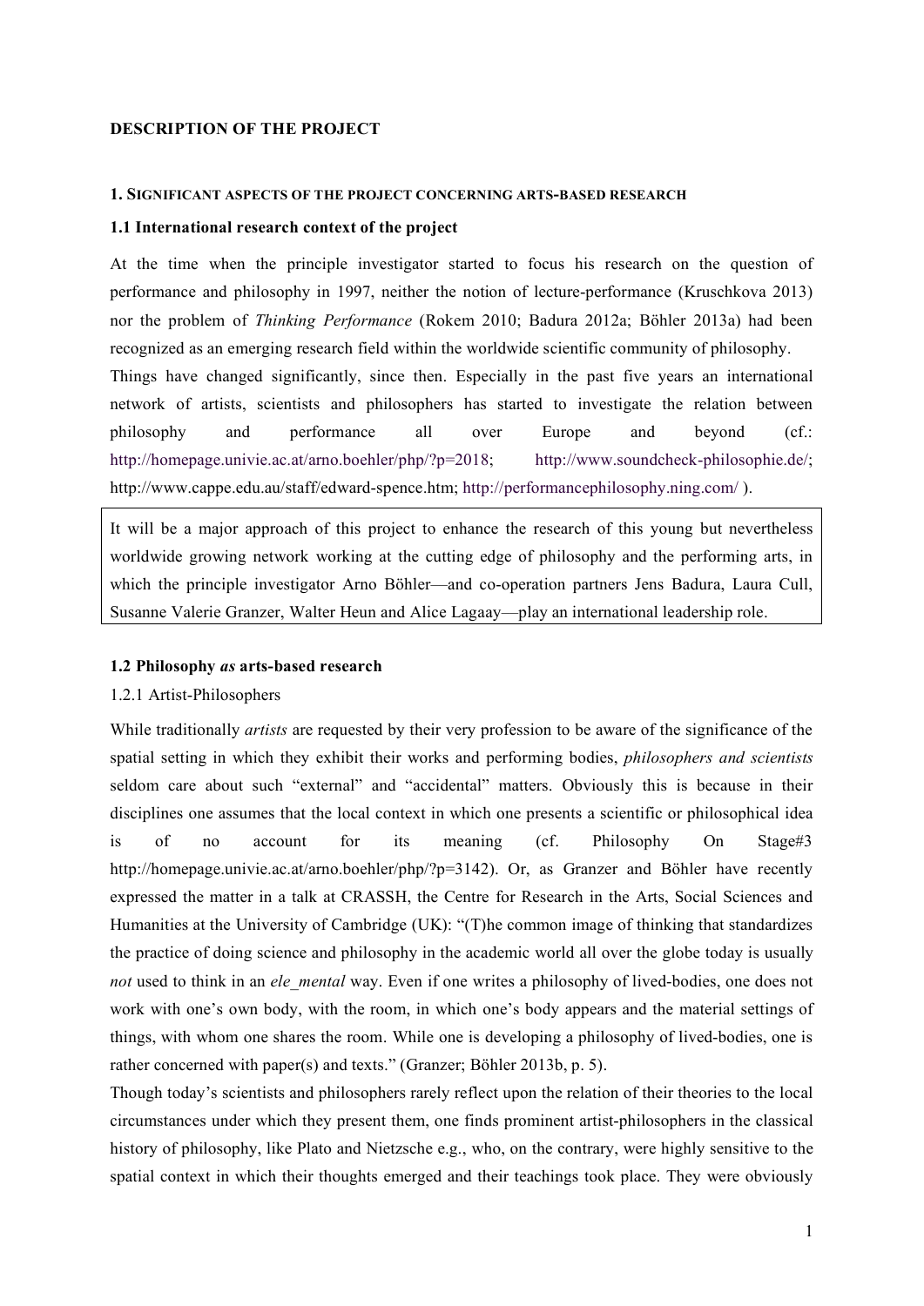**DESCRIPTION OF THE PROJECT**

## 1. SIGNIFICANT ASPECTS OF THE PROJECT CONCERNING ARTS-BASED RESEARCH

### 1.1 International research context of the project

At the time when the principle investigator started to focus his research on the question of performance and philosophy in 1997, neither the notion of lecture-performance (Kruschkova 2013) nor the problem of *Thinking Performance* (Rokem 2010; Badura 2012a; Böhler 2013a) had been recognized as an emerging research field within the worldwide scientific community of philosophy.

Things have changed significantly, since then. Especially in the past five years an international network of artists, scientists and philosophers has started to investigate the relation between philosophy and performance all over Europe and beyond (cf.: http://homepage.univie.ac.at/arno.boehler/php/?p=2018; http://www.soundcheck-philosophie.de/; http://www.cappe.edu.au/staff/edward-spence.htm; http://performancephilosophy.ning.com/ ).

It will be a major approach of this project to enhance the research of this young but nevertheless worldwide growing network working at the cutting edge of philosophy and the performing arts, in which the principle investigator Arno Böhler—and co-operation partners Jens Badura, Laura Cull, Susanne Valerie Granzer, Walter Heun and Alice Lagaay—play an international leadership role.

### 1.2 Philosophy *as* arts-based research

1.2.1 Artist-Philosophers

While traditionally *artists* are requested by their very profession to be aware of the significance of the spatial setting in which they exhibit their works and performing bodies, *philosophers and scientists* seldom care about such "external" and "accidental" matters. Obviously this is because in their disciplines one assumes that the local context in which one presents a scientific or philosophical idea is of no account for its meaning (cf. Philosophy On Stage#3 http://homepage.univie.ac.at/arno.boehler/php/?p=3142). Or, as Granzer and Böhler have recently expressed the matter in a talk at CRASSH, the Centre for Research in the Arts, Social Sciences and Humanities at the University of Cambridge (UK): "(T)he common image of thinking that standardizes the practice of doing science and philosophy in the academic world all over the globe today is usually *not* used to think in an *ele_mental* way. Even if one writes a philosophy of lived-bodies, one does not work with one's own body, with the room, in which one's body appears and the material settings of things, with whom one shares the room. While one is developing a philosophy of lived-bodies, one is rather concerned with paper(s) and texts." (Granzer; Böhler 2013b, p. 5).

Though today's scientists and philosophers rarely reflect upon the relation of their theories to the local circumstances under which they present them, one finds prominent artist-philosophers in the classical history of philosophy, like Plato and Nietzsche e.g., who, on the contrary, were highly sensitive to the spatial context in which their thoughts emerged and their teachings took place. They were obviously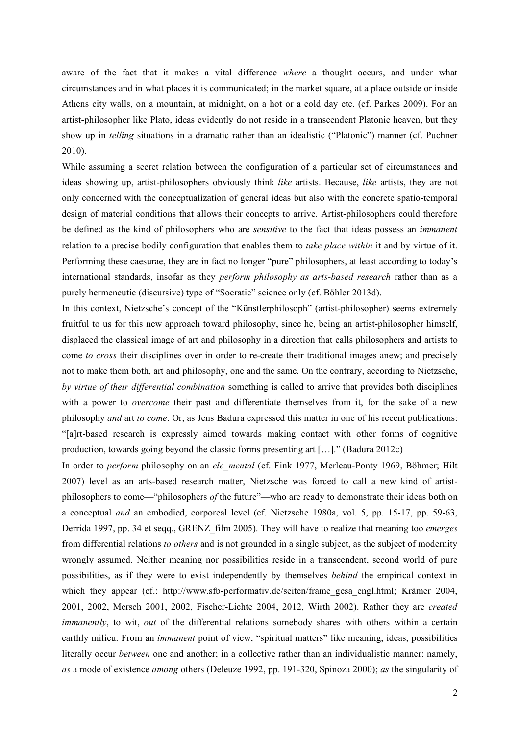aware of the fact that it makes a vital difference *where* a thought occurs, and under what circumstances and in what places it is communicated; in the market square, at a place outside or inside Athens city walls, on a mountain, at midnight, on a hot or a cold day etc. (cf. Parkes 2009). For an artist-philosopher like Plato, ideas evidently do not reside in a transcendent Platonic heaven, but they show up in *telling* situations in a dramatic rather than an idealistic ("Platonic") manner (cf. Puchner 2010).

While assuming a secret relation between the configuration of a particular set of circumstances and ideas showing up, artist-philosophers obviously think *like* artists. Because, *like* artists, they are not only concerned with the conceptualization of general ideas but also with the concrete spatio-temporal design of material conditions that allows their concepts to arrive. Artist-philosophers could therefore be defined as the kind of philosophers who are *sensitive* to the fact that ideas possess an *immanent* relation to a precise bodily configuration that enables them to *take place within* it and by virtue of it. Performing these caesurae, they are in fact no longer "pure" philosophers, at least according to today's international standards, insofar as they *perform philosophy as arts-based research* rather than as a purely hermeneutic (discursive) type of "Socratic" science only (cf. Böhler 2013d).

In this context, Nietzsche's concept of the "Künstlerphilosoph" (artist-philosopher) seems extremely fruitful to us for this new approach toward philosophy, since he, being an artist-philosopher himself, displaced the classical image of art and philosophy in a direction that calls philosophers and artists to come *to cross* their disciplines over in order to re-create their traditional images anew; and precisely not to make them both, art and philosophy, one and the same. On the contrary, according to Nietzsche, *by virtue of their differential combination* something is called to arrive that provides both disciplines with a power to *overcome* their past and differentiate themselves from it, for the sake of a new philosophy *and* art *to come*. Or, as Jens Badura expressed this matter in one of his recent publications: "[a]rt-based research is expressly aimed towards making contact with other forms of cognitive production, towards going beyond the classic forms presenting art […]." (Badura 2012c)

In order to *perform* philosophy on an *ele_mental* (cf. Fink 1977, Merleau-Ponty 1969, Böhmer; Hilt 2007) level as an arts-based research matter, Nietzsche was forced to call a new kind of artist-philosophers to come—"philosophers *of* the future"—who are ready to demonstrate their ideas both on a conceptual *and* an embodied, corporeal level (cf. Nietzsche 1980a, vol. 5, pp. 15-17, pp. 59-63, Derrida 1997, pp. 34 et seqq., GRENZ_film 2005). They will have to realize that meaning too *emerges* from differential relations *to others* and is not grounded in a single subject, as the subject of modernity wrongly assumed. Neither meaning nor possibilities reside in a transcendent, second world of pure possibilities, as if they were to exist independently by themselves *behind* the empirical context in which they appear (cf.: http://www.sfb-performativ.de/seiten/frame_gesa_engl.html; Krämer 2004, 2001, 2002, Mersch 2001, 2002, Fischer-Lichte 2004, 2012, Wirth 2002). Rather they are *created immanently*, to wit, *out* of the differential relations somebody shares with others within a certain earthly milieu. From an *immanent* point of view, "spiritual matters" like meaning, ideas, possibilities literally occur *between* one and another; in a collective rather than an individualistic manner: namely, *as* a mode of existence *among* others (Deleuze 1992, pp. 191-320, Spinoza 2000); *as* the singularity of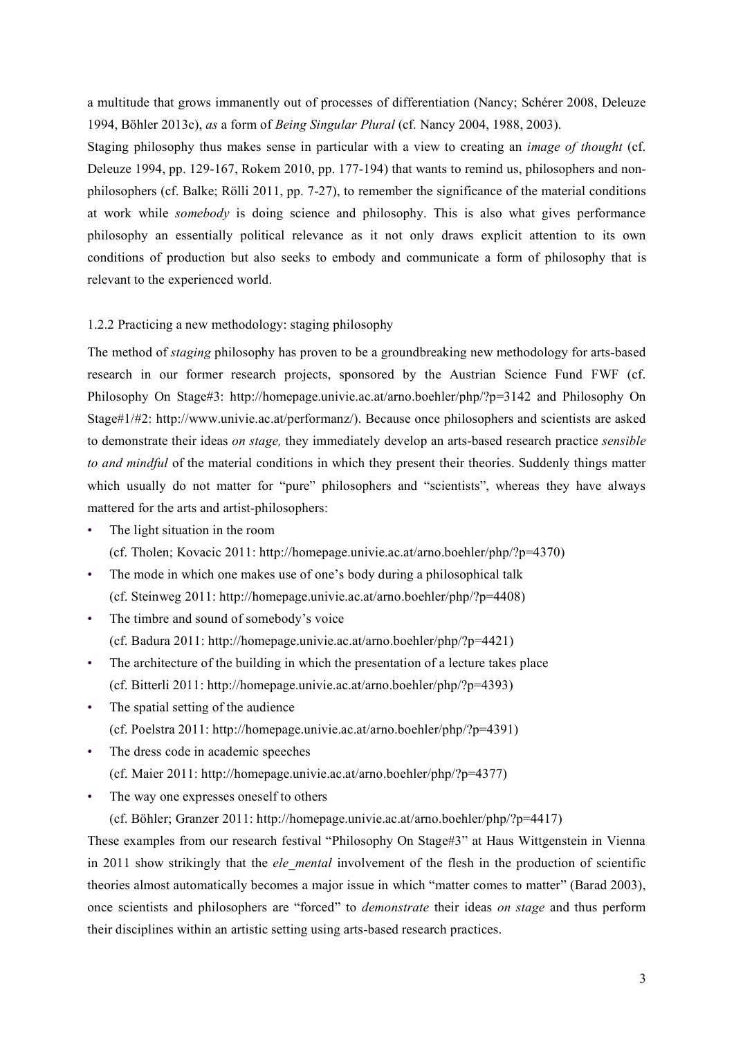a multitude that grows immanently out of processes of differentiation (Nancy; Schérer 2008, Deleuze 1994, Böhler 2013c), *as* a form of *Being Singular Plural* (cf. Nancy 2004, 1988, 2003).

Staging philosophy thus makes sense in particular with a view to creating an *image of thought* (cf. Deleuze 1994, pp. 129-167, Rokem 2010, pp. 177-194) that wants to remind us, philosophers and non-philosophers (cf. Balke; Rölli 2011, pp. 7-27), to remember the significance of the material conditions at work while *somebody* is doing science and philosophy. This is also what gives performance philosophy an essentially political relevance as it not only draws explicit attention to its own conditions of production but also seeks to embody and communicate a form of philosophy that is relevant to the experienced world.

### 1.2.2 Practicing a new methodology: staging philosophy

The method of *staging* philosophy has proven to be a groundbreaking new methodology for arts-based research in our former research projects, sponsored by the Austrian Science Fund FWF (cf. Philosophy On Stage#3: http://homepage.univie.ac.at/arno.boehler/php/?p=3142 and Philosophy On Stage#1/#2: http://www.univie.ac.at/performanz/). Because once philosophers and scientists are asked to demonstrate their ideas *on stage,* they immediately develop an arts-based research practice *sensible to and mindful* of the material conditions in which they present their theories. Suddenly things matter which usually do not matter for "pure" philosophers and "scientists", whereas they have always mattered for the arts and artist-philosophers:

- The light situation in the room
  (cf. Tholen; Kovacic 2011: http://homepage.univie.ac.at/arno.boehler/php/?p=4370)
- The mode in which one makes use of one's body during a philosophical talk
  (cf. Steinweg 2011: http://homepage.univie.ac.at/arno.boehler/php/?p=4408)
- The timbre and sound of somebody's voice
  (cf. Badura 2011: http://homepage.univie.ac.at/arno.boehler/php/?p=4421)
- The architecture of the building in which the presentation of a lecture takes place
  (cf. Bitterli 2011: http://homepage.univie.ac.at/arno.boehler/php/?p=4393)
- The spatial setting of the audience
  (cf. Poelstra 2011: http://homepage.univie.ac.at/arno.boehler/php/?p=4391)
- The dress code in academic speeches
  (cf. Maier 2011: http://homepage.univie.ac.at/arno.boehler/php/?p=4377)
- The way one expresses oneself to others
  (cf. Böhler; Granzer 2011: http://homepage.univie.ac.at/arno.boehler/php/?p=4417)

These examples from our research festival "Philosophy On Stage#3" at Haus Wittgenstein in Vienna in 2011 show strikingly that the *ele_mental* involvement of the flesh in the production of scientific theories almost automatically becomes a major issue in which "matter comes to matter" (Barad 2003), once scientists and philosophers are "forced" to *demonstrate* their ideas *on stage* and thus perform their disciplines within an artistic setting using arts-based research practices.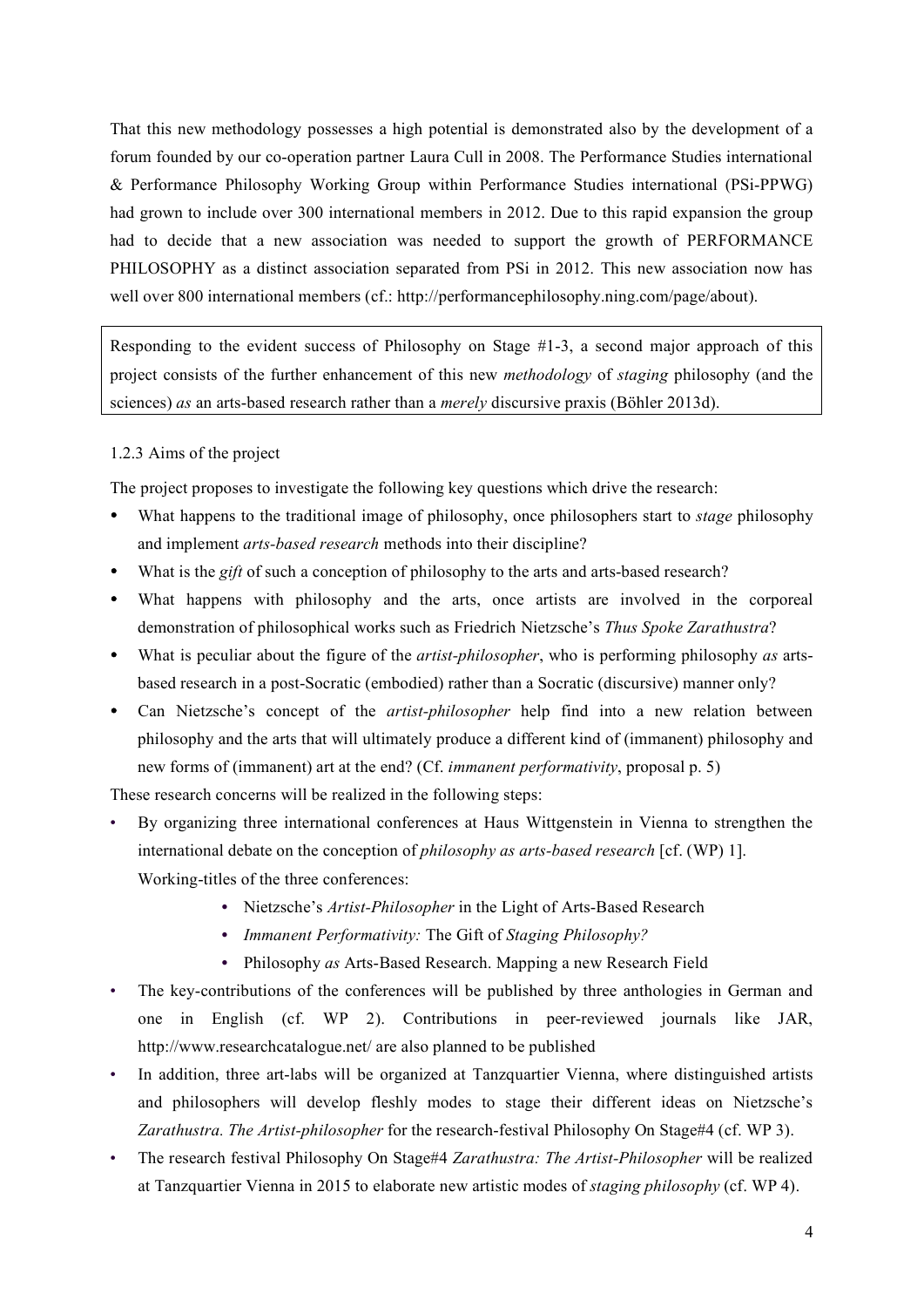That this new methodology possesses a high potential is demonstrated also by the development of a forum founded by our co-operation partner Laura Cull in 2008. The Performance Studies international & Performance Philosophy Working Group within Performance Studies international (PSi-PPWG) had grown to include over 300 international members in 2012. Due to this rapid expansion the group had to decide that a new association was needed to support the growth of PERFORMANCE PHILOSOPHY as a distinct association separated from PSi in 2012. This new association now has well over 800 international members (cf.: http://performancephilosophy.ning.com/page/about).

Responding to the evident success of Philosophy on Stage #1-3, a second major approach of this project consists of the further enhancement of this new *methodology* of *staging* philosophy (and the sciences) *as* an arts-based research rather than a *merely* discursive praxis (Böhler 2013d).

### 1.2.3 Aims of the project

The project proposes to investigate the following key questions which drive the research:

- What happens to the traditional image of philosophy, once philosophers start to *stage* philosophy and implement *arts-based research* methods into their discipline?
- What is the *gift* of such a conception of philosophy to the arts and arts-based research?
- What happens with philosophy and the arts, once artists are involved in the corporeal demonstration of philosophical works such as Friedrich Nietzsche's *Thus Spoke Zarathustra*?
- What is peculiar about the figure of the *artist-philosopher*, who is performing philosophy *as* arts-based research in a post-Socratic (embodied) rather than a Socratic (discursive) manner only?
- Can Nietzsche's concept of the *artist-philosopher* help find into a new relation between philosophy and the arts that will ultimately produce a different kind of (immanent) philosophy and new forms of (immanent) art at the end? (Cf. *immanent performativity*, proposal p. 5)

These research concerns will be realized in the following steps:

- By organizing three international conferences at Haus Wittgenstein in Vienna to strengthen the international debate on the conception of *philosophy as arts-based research* [cf. (WP) 1].
  Working-titles of the three conferences:
    - Nietzsche's *Artist-Philosopher* in the Light of Arts-Based Research
    - *Immanent Performativity:* The Gift of *Staging Philosophy?*
    - Philosophy *as* Arts-Based Research. Mapping a new Research Field
- The key-contributions of the conferences will be published by three anthologies in German and one in English (cf. WP 2). Contributions in peer-reviewed journals like JAR, http://www.researchcatalogue.net/ are also planned to be published
- In addition, three art-labs will be organized at Tanzquartier Vienna, where distinguished artists and philosophers will develop fleshly modes to stage their different ideas on Nietzsche's *Zarathustra. The Artist-philosopher* for the research-festival Philosophy On Stage#4 (cf. WP 3).
- The research festival Philosophy On Stage#4 *Zarathustra: The Artist-Philosopher* will be realized at Tanzquartier Vienna in 2015 to elaborate new artistic modes of *staging philosophy* (cf. WP 4).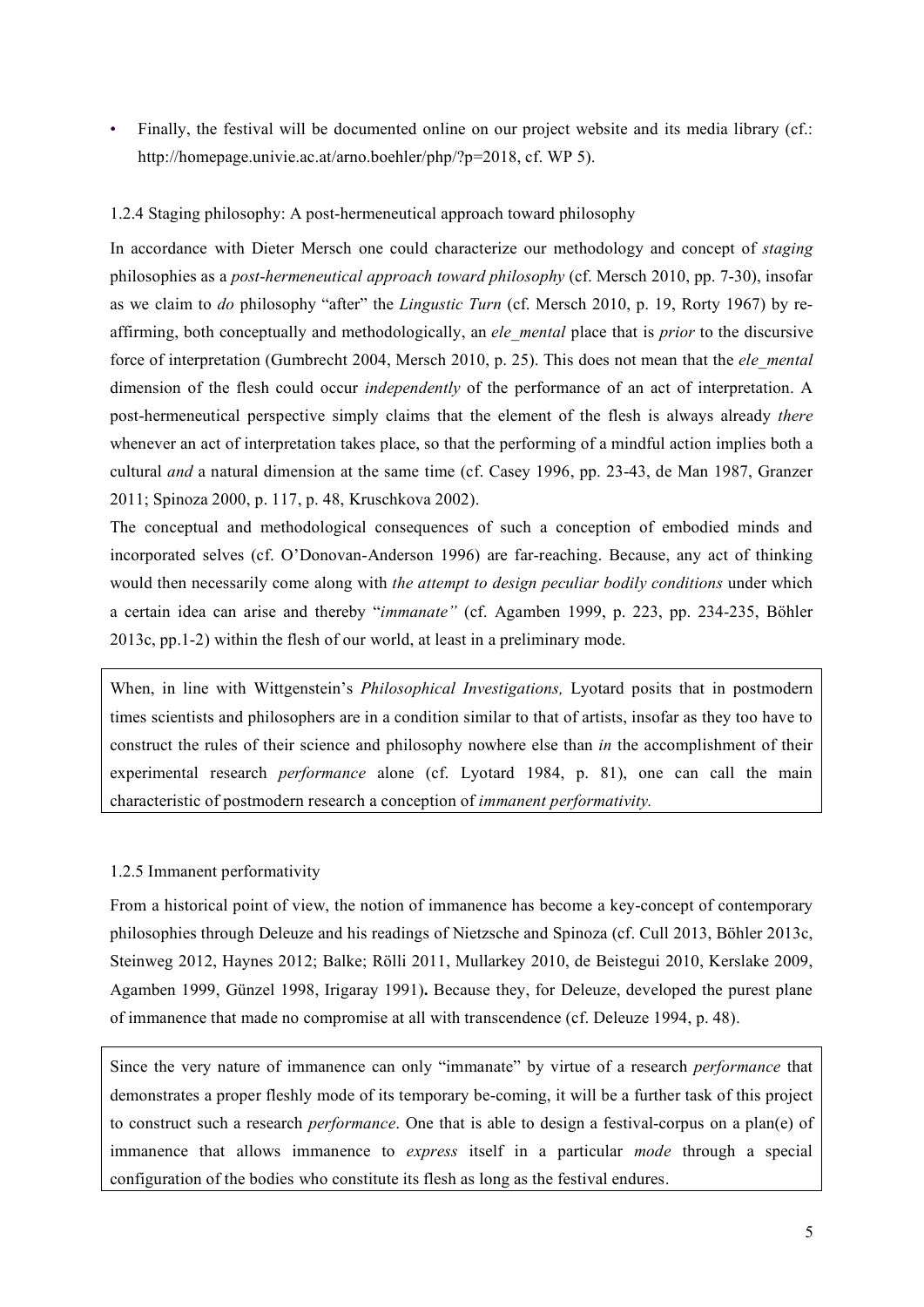- Finally, the festival will be documented online on our project website and its media library (cf.: http://homepage.univie.ac.at/arno.boehler/php/?p=2018, cf. WP 5).

### 1.2.4 Staging philosophy: A post-hermeneutical approach toward philosophy

In accordance with Dieter Mersch one could characterize our methodology and concept of *staging* philosophies as a *post-hermeneutical approach toward philosophy* (cf. Mersch 2010, pp. 7-30), insofar as we claim to *do* philosophy "after" the *Lingustic Turn* (cf. Mersch 2010, p. 19, Rorty 1967) by re-affirming, both conceptually and methodologically, an *ele_mental* place that is *prior* to the discursive force of interpretation (Gumbrecht 2004, Mersch 2010, p. 25). This does not mean that the *ele_mental* dimension of the flesh could occur *independently* of the performance of an act of interpretation. A post-hermeneutical perspective simply claims that the element of the flesh is always already *there* whenever an act of interpretation takes place, so that the performing of a mindful action implies both a cultural *and* a natural dimension at the same time (cf. Casey 1996, pp. 23-43, de Man 1987, Granzer 2011; Spinoza 2000, p. 117, p. 48, Kruschkova 2002).

The conceptual and methodological consequences of such a conception of embodied minds and incorporated selves (cf. O'Donovan-Anderson 1996) are far-reaching. Because, any act of thinking would then necessarily come along with *the attempt to design peculiar bodily conditions* under which a certain idea can arise and thereby "*immanate"* (cf. Agamben 1999, p. 223, pp. 234-235, Böhler 2013c, pp.1-2) within the flesh of our world, at least in a preliminary mode.

When, in line with Wittgenstein's *Philosophical Investigations,* Lyotard posits that in postmodern times scientists and philosophers are in a condition similar to that of artists, insofar as they too have to construct the rules of their science and philosophy nowhere else than *in* the accomplishment of their experimental research *performance* alone (cf. Lyotard 1984, p. 81), one can call the main characteristic of postmodern research a conception of *immanent performativity.*

### 1.2.5 Immanent performativity

From a historical point of view, the notion of immanence has become a key-concept of contemporary philosophies through Deleuze and his readings of Nietzsche and Spinoza (cf. Cull 2013, Böhler 2013c, Steinweg 2012, Haynes 2012; Balke; Rölli 2011, Mullarkey 2010, de Beistegui 2010, Kerslake 2009, Agamben 1999, Günzel 1998, Irigaray 1991)**.** Because they, for Deleuze, developed the purest plane of immanence that made no compromise at all with transcendence (cf. Deleuze 1994, p. 48).

Since the very nature of immanence can only "immanate" by virtue of a research *performance* that demonstrates a proper fleshly mode of its temporary be-coming, it will be a further task of this project to construct such a research *performance*. One that is able to design a festival-corpus on a plan(e) of immanence that allows immanence to *express* itself in a particular *mode* through a special configuration of the bodies who constitute its flesh as long as the festival endures.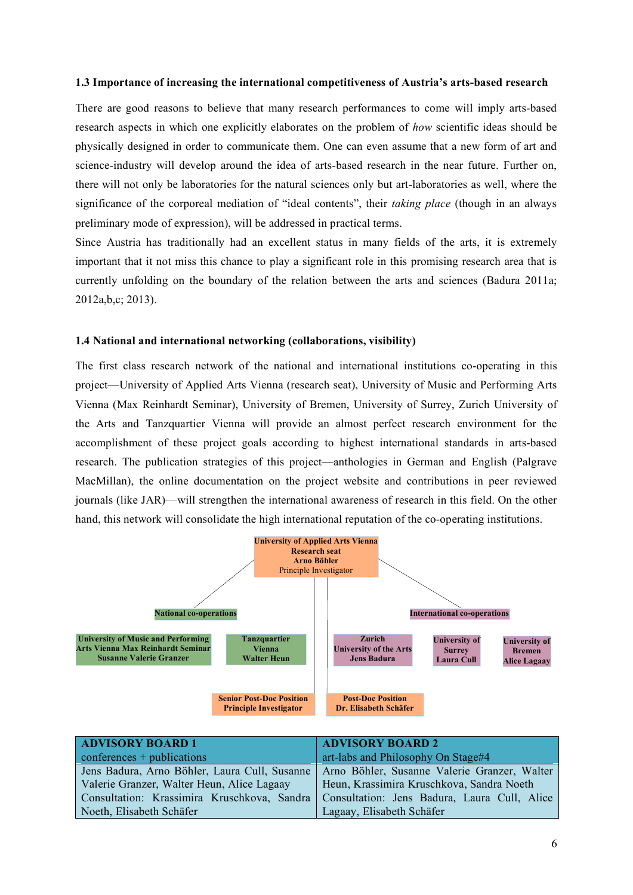### 1.3 Importance of increasing the international competitiveness of Austria's arts-based research

There are good reasons to believe that many research performances to come will imply arts-based research aspects in which one explicitly elaborates on the problem of *how* scientific ideas should be physically designed in order to communicate them. One can even assume that a new form of art and science-industry will develop around the idea of arts-based research in the near future. Further on, there will not only be laboratories for the natural sciences only but art-laboratories as well, where the significance of the corporeal mediation of "ideal contents", their *taking place* (though in an always preliminary mode of expression), will be addressed in practical terms.

Since Austria has traditionally had an excellent status in many fields of the arts, it is extremely important that it not miss this chance to play a significant role in this promising research area that is currently unfolding on the boundary of the relation between the arts and sciences (Badura 2011a; 2012a,b,c; 2013).

### 1.4 National and international networking (collaborations, visibility)

The first class research network of the national and international institutions co-operating in this project—University of Applied Arts Vienna (research seat), University of Music and Performing Arts Vienna (Max Reinhardt Seminar), University of Bremen, University of Surrey, Zurich University of the Arts and Tanzquartier Vienna will provide an almost perfect research environment for the accomplishment of these project goals according to highest international standards in arts-based research. The publication strategies of this project—anthologies in German and English (Palgrave MacMillan), the online documentation on the project website and contributions in peer reviewed journals (like JAR)—will strengthen the international awareness of research in this field. On the other hand, this network will consolidate the high international reputation of the co-operating institutions.

University of Applied Arts Vienna
Research seat
Arno Böhler
Principle Investigator

National co-operations

University of Music and Performing Arts Vienna Max Reinhardt Seminar
Susanne Valerie Granzer

Tanzquartier Vienna
Walter Heun

International co-operations

Zurich University of the Arts
Jens Badura

University of Surrey
Laura Cull

University of Bremen
Alice Lagaay

Senior Post-Doc Position
Principle Investigator

Post-Doc Position
Dr. Elisabeth Schäfer

| **ADVISORY BOARD 1**<br>conferences + publications | **ADVISORY BOARD 2**<br>art-labs and Philosophy On Stage#4 |
|---|---|
| Jens Badura, Arno Böhler, Laura Cull, Susanne Valerie Granzer, Walter Heun, Alice Lagaay<br>Consultation: Krassimira Kruschkova, Sandra Noeth, Elisabeth Schäfer | Arno Böhler, Susanne Valerie Granzer, Walter Heun, Krassimira Kruschkova, Sandra Noeth<br>Consultation: Jens Badura, Laura Cull, Alice Lagaay, Elisabeth Schäfer |